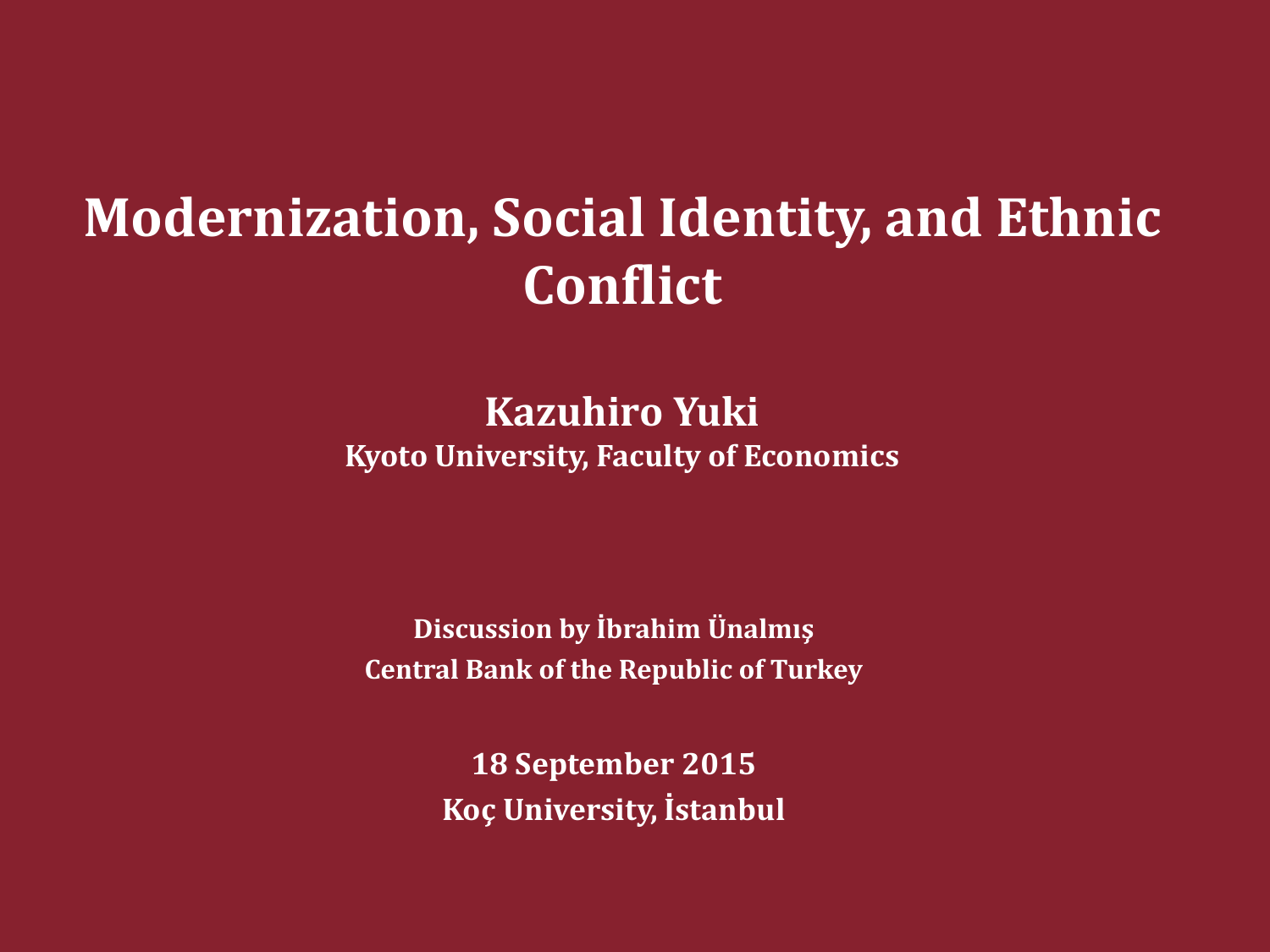# Modernization, Social Identity, and Ethnic Conflict

**Kazuhiro Yuki**
**Kyoto University, Faculty of Economics**

**Discussion by İbrahim Ünalmış**
**Central Bank of the Republic of Turkey**

**18 September 2015**
**Koç University, İstanbul**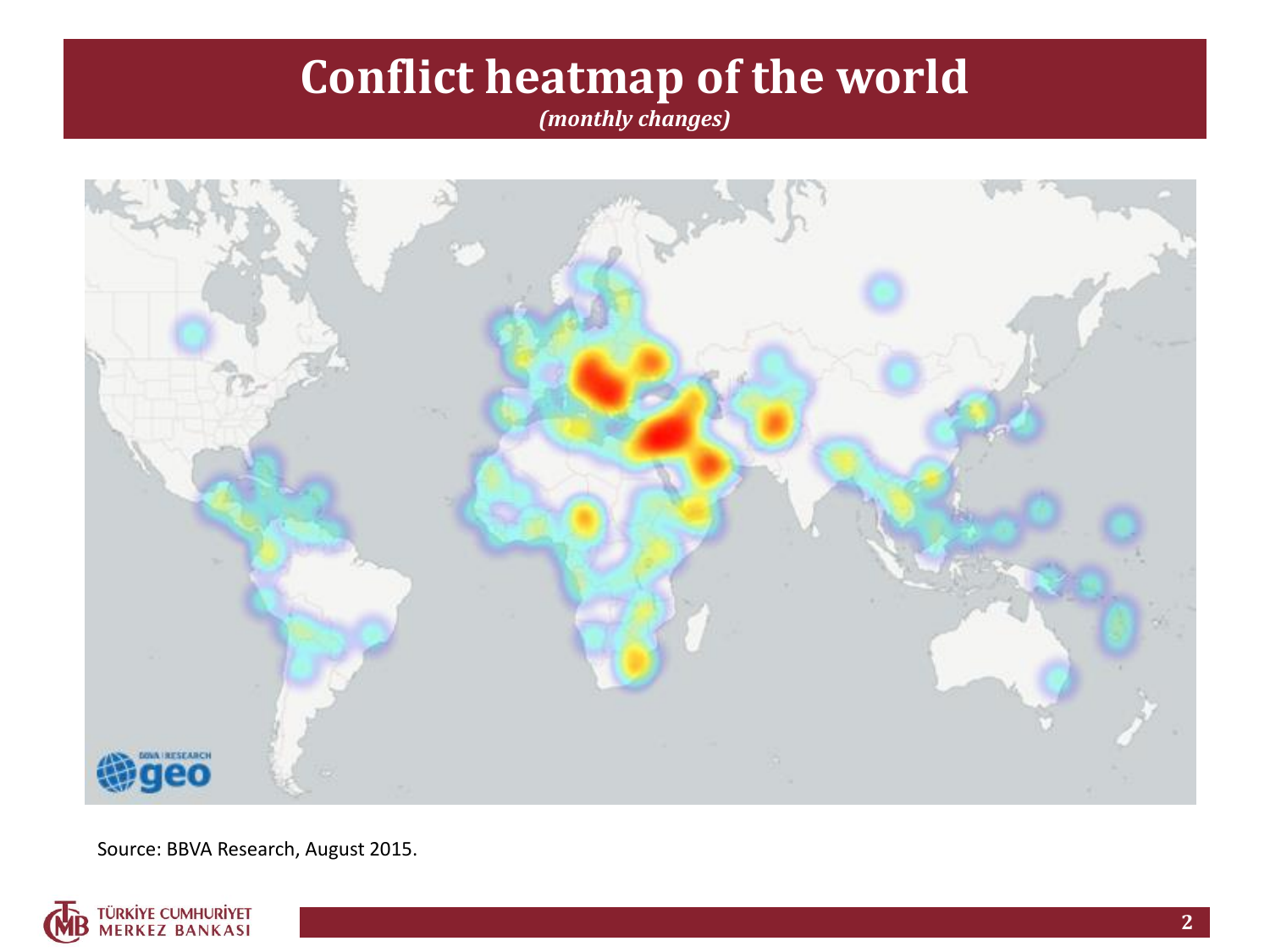# Conflict heatmap of the world

*(monthly changes)*

Source: BBVA Research, August 2015.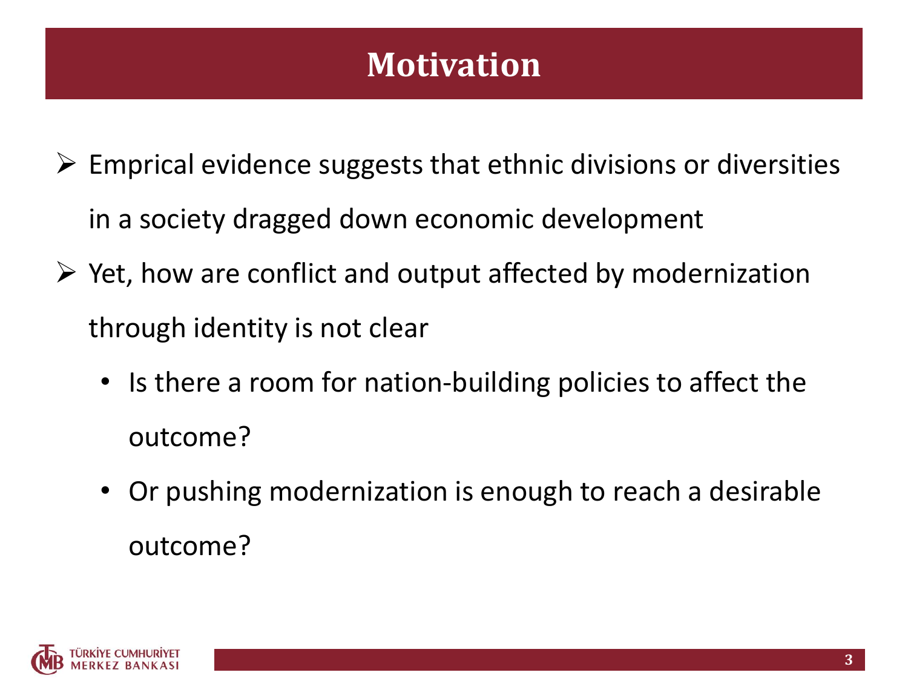# Motivation

- Emprical evidence suggests that ethnic divisions or diversities in a society dragged down economic development
- Yet, how are conflict and output affected by modernization through identity is not clear
  - Is there a room for nation-building policies to affect the outcome?
  - Or pushing modernization is enough to reach a desirable outcome?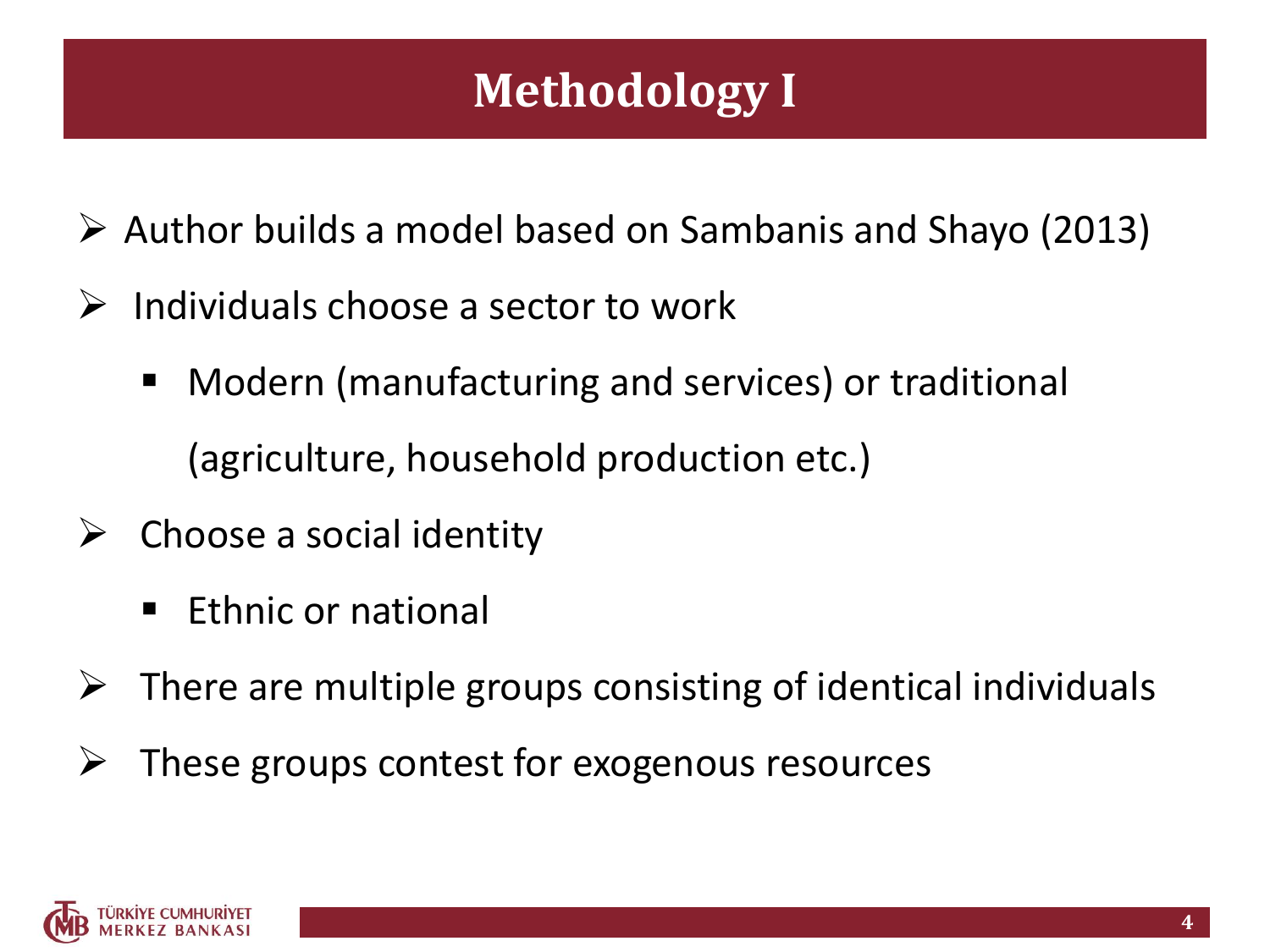# Methodology I

- Author builds a model based on Sambanis and Shayo (2013)
- Individuals choose a sector to work
  - Modern (manufacturing and services) or traditional (agriculture, household production etc.)
- Choose a social identity
  - Ethnic or national
- There are multiple groups consisting of identical individuals
- These groups contest for exogenous resources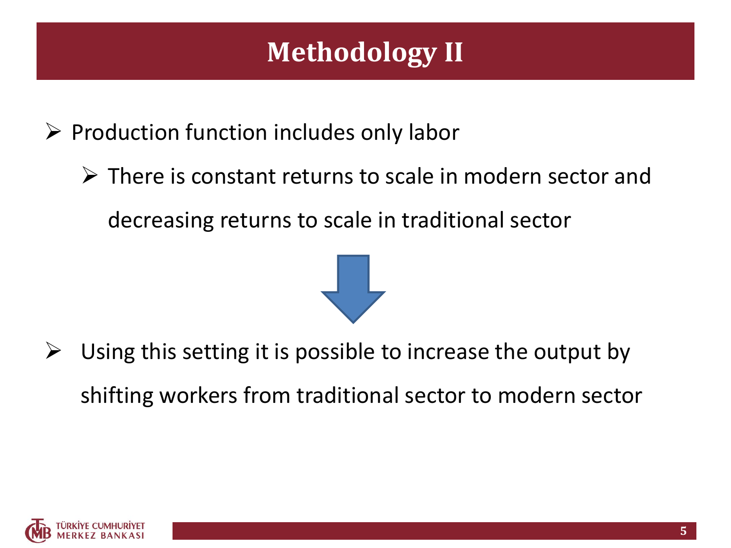# Methodology II

- Production function includes only labor
  - There is constant returns to scale in modern sector and decreasing returns to scale in traditional sector

- Using this setting it is possible to increase the output by shifting workers from traditional sector to modern sector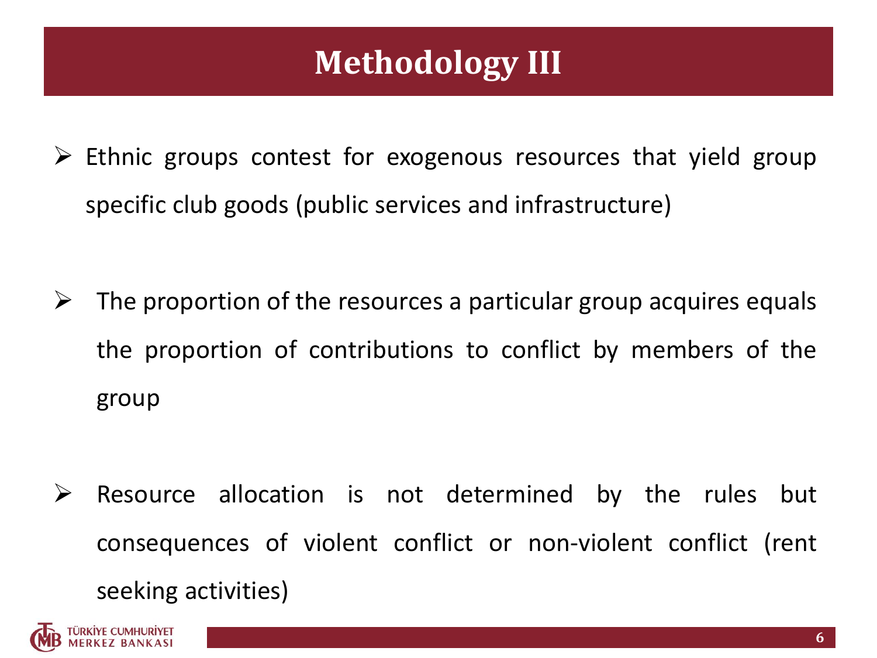# Methodology III

- Ethnic groups contest for exogenous resources that yield group specific club goods (public services and infrastructure)

- The proportion of the resources a particular group acquires equals the proportion of contributions to conflict by members of the group

- Resource allocation is not determined by the rules but consequences of violent conflict or non-violent conflict (rent seeking activities)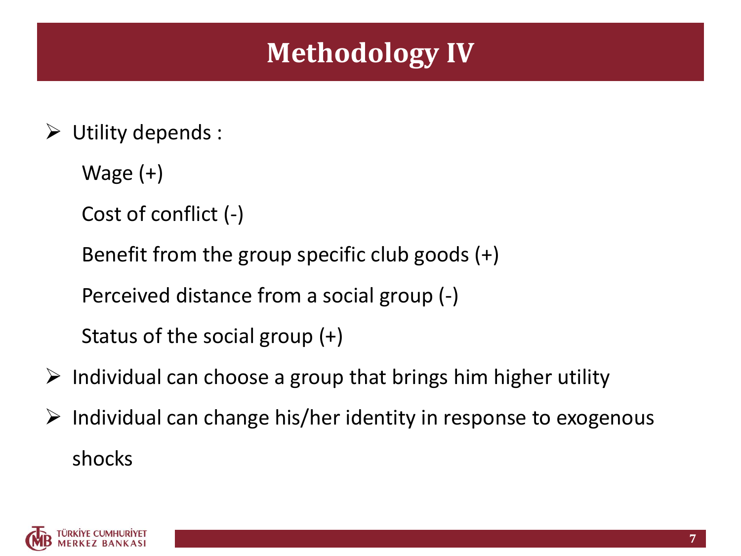# Methodology IV

- Utility depends :

  Wage (+)

  Cost of conflict (-)

  Benefit from the group specific club goods (+)

  Perceived distance from a social group (-)

  Status of the social group (+)

- Individual can choose a group that brings him higher utility
- Individual can change his/her identity in response to exogenous shocks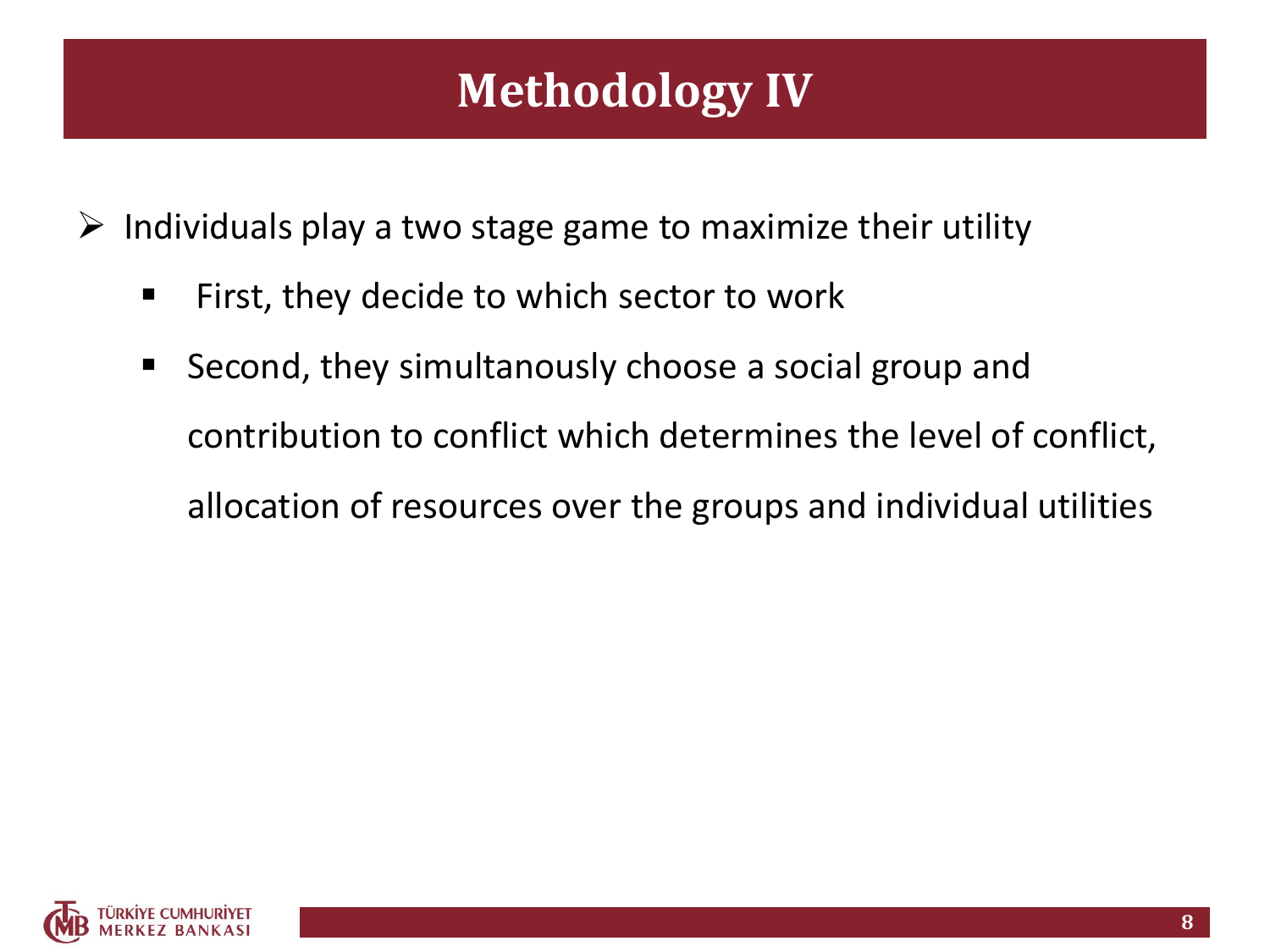# Methodology IV

- Individuals play a two stage game to maximize their utility
  - First, they decide to which sector to work
  - Second, they simultanously choose a social group and contribution to conflict which determines the level of conflict, allocation of resources over the groups and individual utilities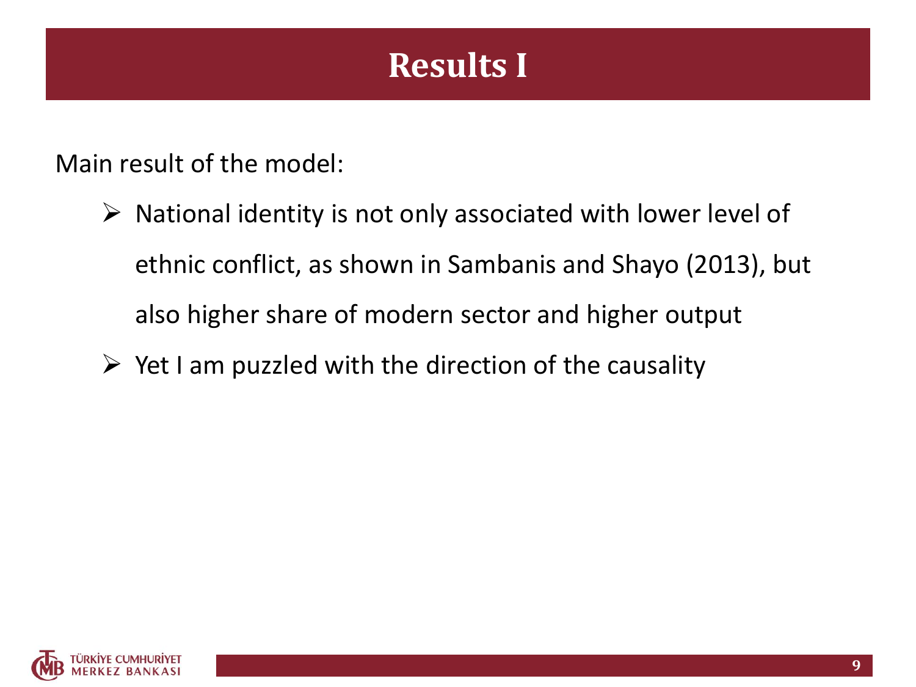# Results I

Main result of the model:

- National identity is not only associated with lower level of ethnic conflict, as shown in Sambanis and Shayo (2013), but also higher share of modern sector and higher output
- Yet I am puzzled with the direction of the causality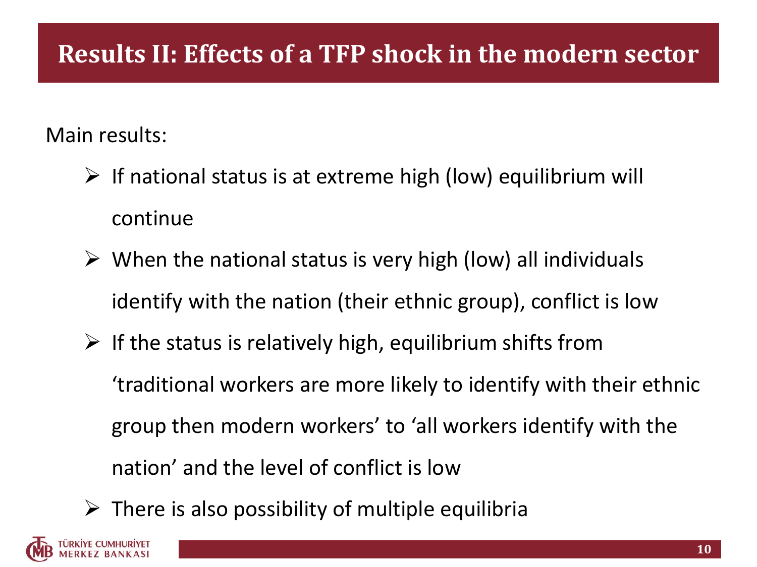# Results II: Effects of a TFP shock in the modern sector

Main results:

- If national status is at extreme high (low) equilibrium will continue
- When the national status is very high (low) all individuals identify with the nation (their ethnic group), conflict is low
- If the status is relatively high, equilibrium shifts from 'traditional workers are more likely to identify with their ethnic group then modern workers' to 'all workers identify with the nation' and the level of conflict is low
- There is also possibility of multiple equilibria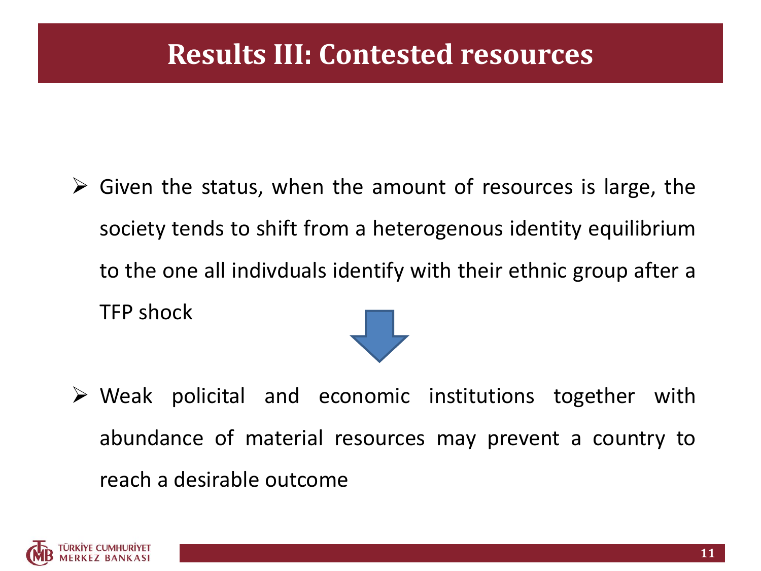# Results III: Contested resources

- Given the status, when the amount of resources is large, the society tends to shift from a heterogenous identity equilibrium to the one all indivduals identify with their ethnic group after a TFP shock

- Weak policital and economic institutions together with abundance of material resources may prevent a country to reach a desirable outcome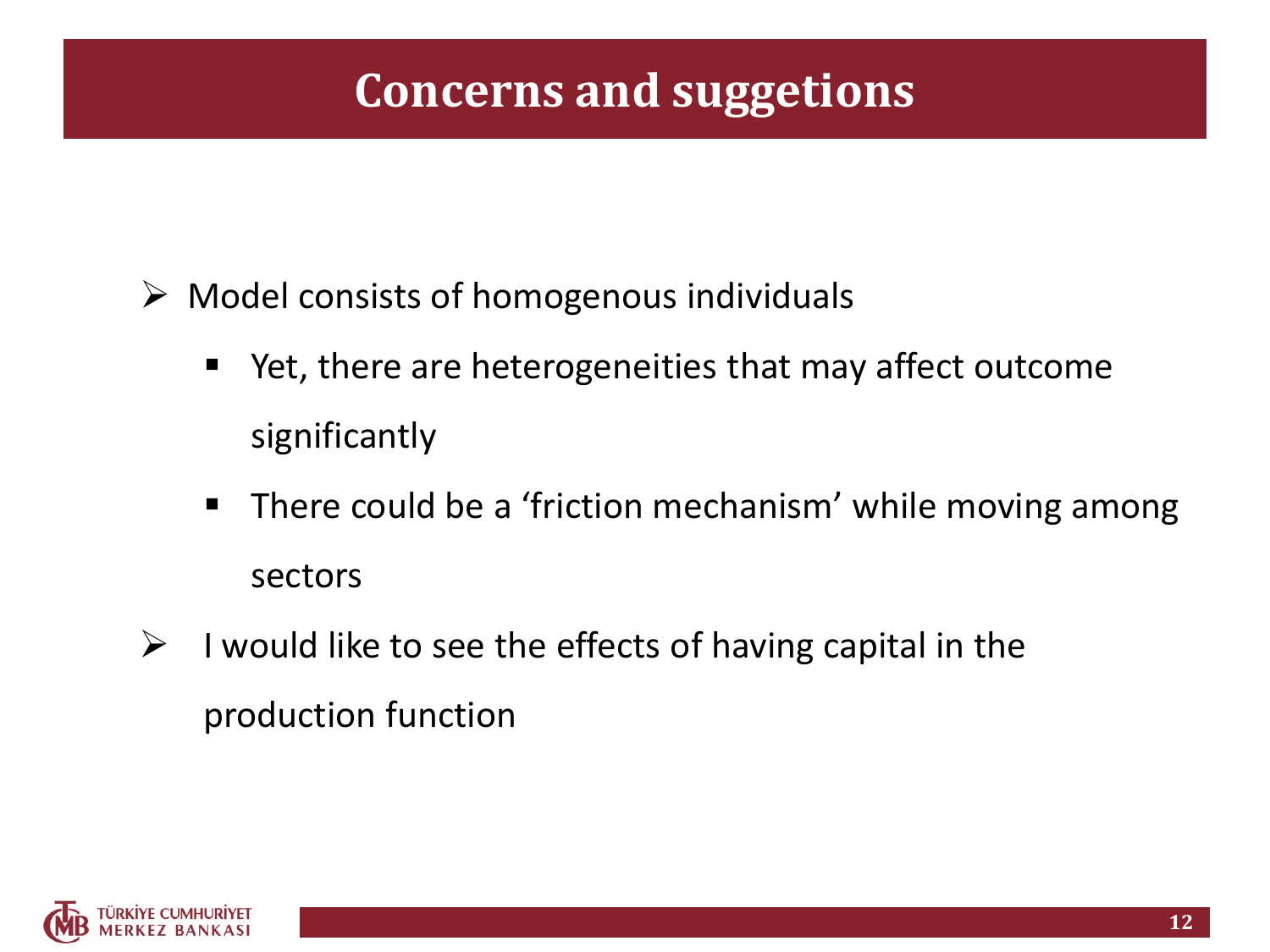# Concerns and suggetions

- Model consists of homogenous individuals
  - Yet, there are heterogeneities that may affect outcome significantly
  - There could be a ‘friction mechanism’ while moving among sectors
- I would like to see the effects of having capital in the production function